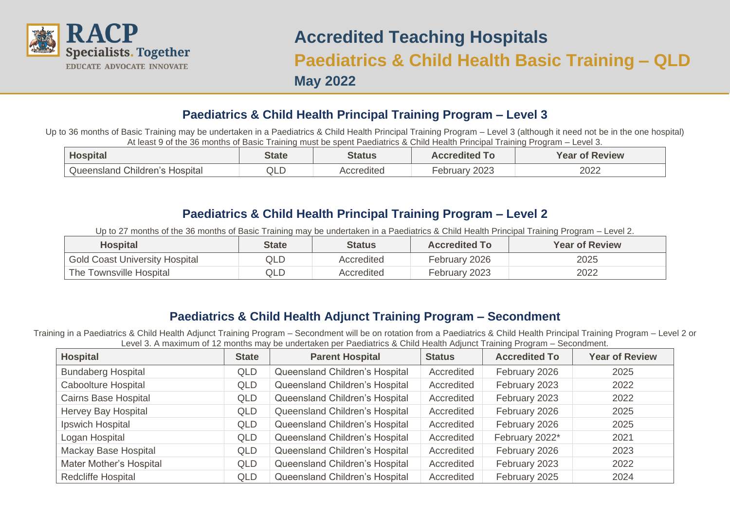RACP
Specialists. Together
EDUCATE ADVOCATE INNOVATE

# Accredited Teaching Hospitals

# Paediatrics & Child Health Basic Training – QLD

## May 2022

## Paediatrics & Child Health Principal Training Program – Level 3

Up to 36 months of Basic Training may be undertaken in a Paediatrics & Child Health Principal Training Program – Level 3 (although it need not be in the one hospital) At least 9 of the 36 months of Basic Training must be spent Paediatrics & Child Health Principal Training Program – Level 3.

| Hospital | State | Status | Accredited To | Year of Review |
|---|---|---|---|---|
| Queensland Children's Hospital | QLD | Accredited | February 2023 | 2022 |

## Paediatrics & Child Health Principal Training Program – Level 2

Up to 27 months of the 36 months of Basic Training may be undertaken in a Paediatrics & Child Health Principal Training Program – Level 2.

| Hospital | State | Status | Accredited To | Year of Review |
|---|---|---|---|---|
| Gold Coast University Hospital | QLD | Accredited | February 2026 | 2025 |
| The Townsville Hospital | QLD | Accredited | February 2023 | 2022 |

## Paediatrics & Child Health Adjunct Training Program – Secondment

Training in a Paediatrics & Child Health Adjunct Training Program – Secondment will be on rotation from a Paediatrics & Child Health Principal Training Program – Level 2 or Level 3. A maximum of 12 months may be undertaken per Paediatrics & Child Health Adjunct Training Program – Secondment.

| Hospital | State | Parent Hospital | Status | Accredited To | Year of Review |
|---|---|---|---|---|---|
| Bundaberg Hospital | QLD | Queensland Children's Hospital | Accredited | February 2026 | 2025 |
| Caboolture Hospital | QLD | Queensland Children's Hospital | Accredited | February 2023 | 2022 |
| Cairns Base Hospital | QLD | Queensland Children's Hospital | Accredited | February 2023 | 2022 |
| Hervey Bay Hospital | QLD | Queensland Children's Hospital | Accredited | February 2026 | 2025 |
| Ipswich Hospital | QLD | Queensland Children's Hospital | Accredited | February 2026 | 2025 |
| Logan Hospital | QLD | Queensland Children's Hospital | Accredited | February 2022* | 2021 |
| Mackay Base Hospital | QLD | Queensland Children's Hospital | Accredited | February 2026 | 2023 |
| Mater Mother's Hospital | QLD | Queensland Children's Hospital | Accredited | February 2023 | 2022 |
| Redcliffe Hospital | QLD | Queensland Children's Hospital | Accredited | February 2025 | 2024 |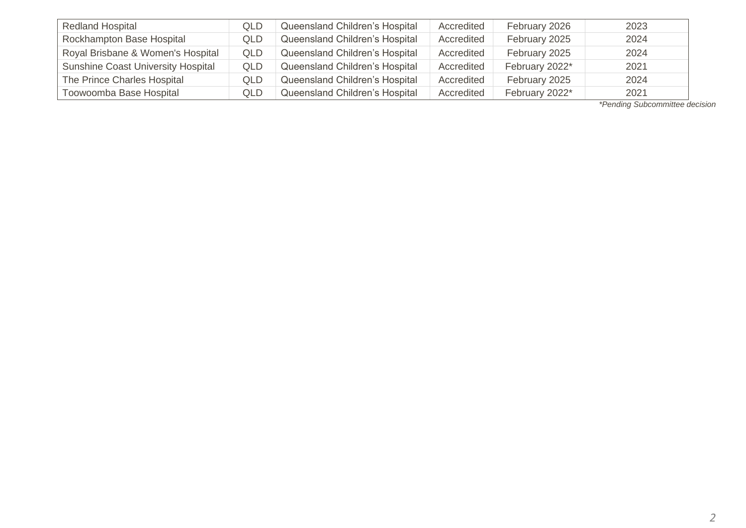| | | | | | |
|---|---|---|---|---|---|
| Redland Hospital | QLD | Queensland Children’s Hospital | Accredited | February 2026 | 2023 |
| Rockhampton Base Hospital | QLD | Queensland Children’s Hospital | Accredited | February 2025 | 2024 |
| Royal Brisbane & Women's Hospital | QLD | Queensland Children’s Hospital | Accredited | February 2025 | 2024 |
| Sunshine Coast University Hospital | QLD | Queensland Children’s Hospital | Accredited | February 2022* | 2021 |
| The Prince Charles Hospital | QLD | Queensland Children’s Hospital | Accredited | February 2025 | 2024 |
| Toowoomba Base Hospital | QLD | Queensland Children’s Hospital | Accredited | February 2022* | 2021 |

*\*Pending Subcommittee decision*